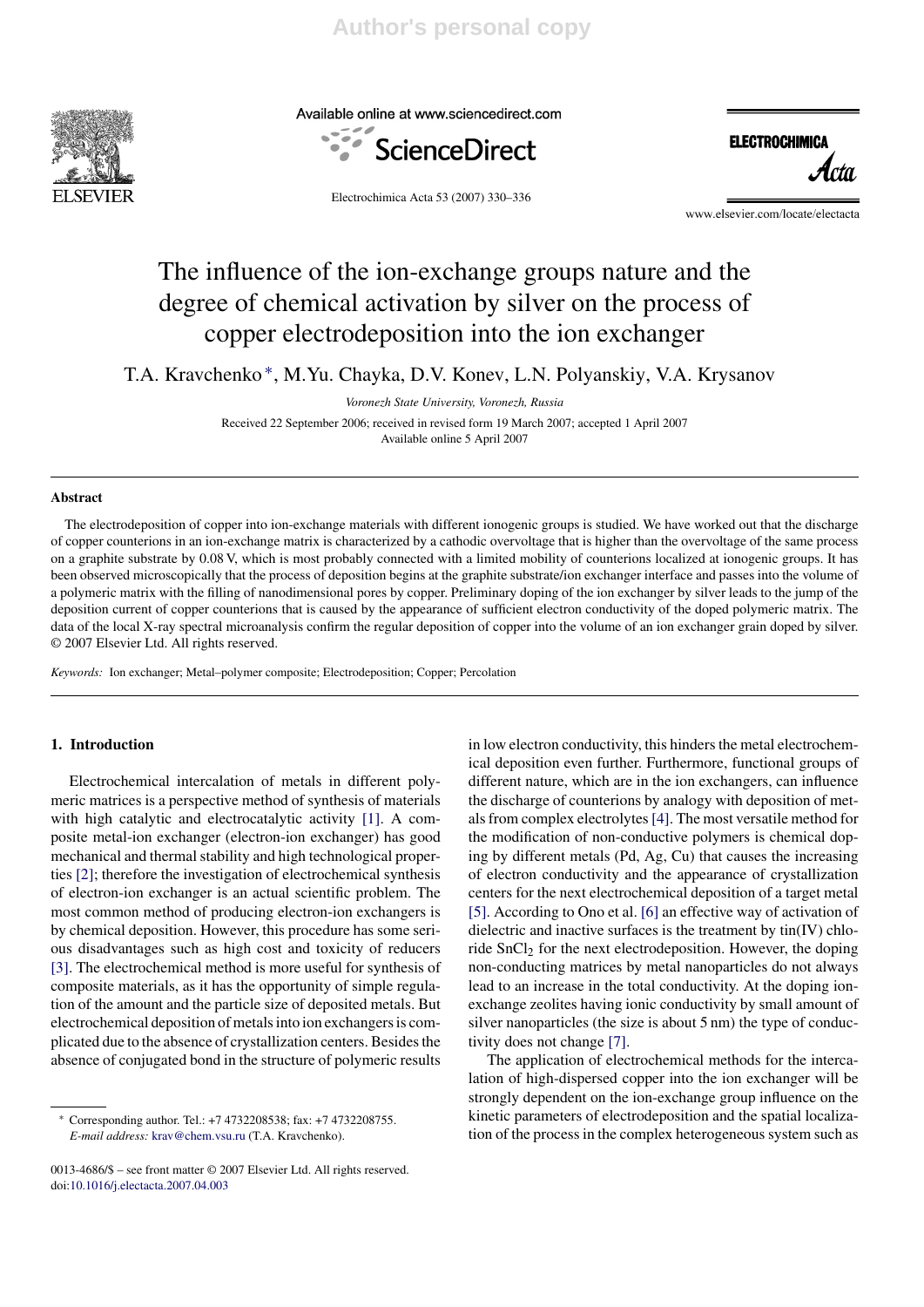# The influence of the ion-exchange groups nature and the degree of chemical activation by silver on the process of copper electrodeposition into the ion exchanger

T.A. Kravchenko *, M.Yu. Chayka, D.V. Konev, L.N. Polyanskiy, V.A. Krysanov

*Voronezh State University, Voronezh, Russia*

Received 22 September 2006; received in revised form 19 March 2007; accepted 1 April 2007
Available online 5 April 2007

## Abstract

The electrodeposition of copper into ion-exchange materials with different ionogenic groups is studied. We have worked out that the discharge of copper counterions in an ion-exchange matrix is characterized by a cathodic overvoltage that is higher than the overvoltage of the same process on a graphite substrate by 0.08 V, which is most probably connected with a limited mobility of counterions localized at ionogenic groups. It has been observed microscopically that the process of deposition begins at the graphite substrate/ion exchanger interface and passes into the volume of a polymeric matrix with the filling of nanodimensional pores by copper. Preliminary doping of the ion exchanger by silver leads to the jump of the deposition current of copper counterions that is caused by the appearance of sufficient electron conductivity of the doped polymeric matrix. The data of the local X-ray spectral microanalysis confirm the regular deposition of copper into the volume of an ion exchanger grain doped by silver.
© 2007 Elsevier Ltd. All rights reserved.

*Keywords:* Ion exchanger; Metal–polymer composite; Electrodeposition; Copper; Percolation

## 1. Introduction

Electrochemical intercalation of metals in different polymeric matrices is a perspective method of synthesis of materials with high catalytic and electrocatalytic activity [1]. A composite metal-ion exchanger (electron-ion exchanger) has good mechanical and thermal stability and high technological properties [2]; therefore the investigation of electrochemical synthesis of electron-ion exchanger is an actual scientific problem. The most common method of producing electron-ion exchangers is by chemical deposition. However, this procedure has some serious disadvantages such as high cost and toxicity of reducers [3]. The electrochemical method is more useful for synthesis of composite materials, as it has the opportunity of simple regulation of the amount and the particle size of deposited metals. But electrochemical deposition of metals into ion exchangers is complicated due to the absence of crystallization centers. Besides the absence of conjugated bond in the structure of polymeric results in low electron conductivity, this hinders the metal electrochemical deposition even further. Furthermore, functional groups of different nature, which are in the ion exchangers, can influence the discharge of counterions by analogy with deposition of metals from complex electrolytes [4]. The most versatile method for the modification of non-conductive polymers is chemical doping by different metals (Pd, Ag, Cu) that causes the increasing of electron conductivity and the appearance of crystallization centers for the next electrochemical deposition of a target metal [5]. According to Ono et al. [6] an effective way of activation of dielectric and inactive surfaces is the treatment by tin(IV) chloride $SnCl_2$ for the next electrodeposition. However, the doping non-conducting matrices by metal nanoparticles do not always lead to an increase in the total conductivity. At the doping ion-exchange zeolites having ionic conductivity by small amount of silver nanoparticles (the size is about 5 nm) the type of conductivity does not change [7].

The application of electrochemical methods for the intercalation of high-dispersed copper into the ion exchanger will be strongly dependent on the ion-exchange group influence on the kinetic parameters of electrodeposition and the spatial localization of the process in the complex heterogeneous system such as

---

* Corresponding author. Tel.: +7 4732208538; fax: +7 4732208755.
*E-mail address:* krav@chem.vsu.ru (T.A. Kravchenko).

0013-4686/$ – see front matter © 2007 Elsevier Ltd. All rights reserved.
doi:10.1016/j.electacta.2007.04.003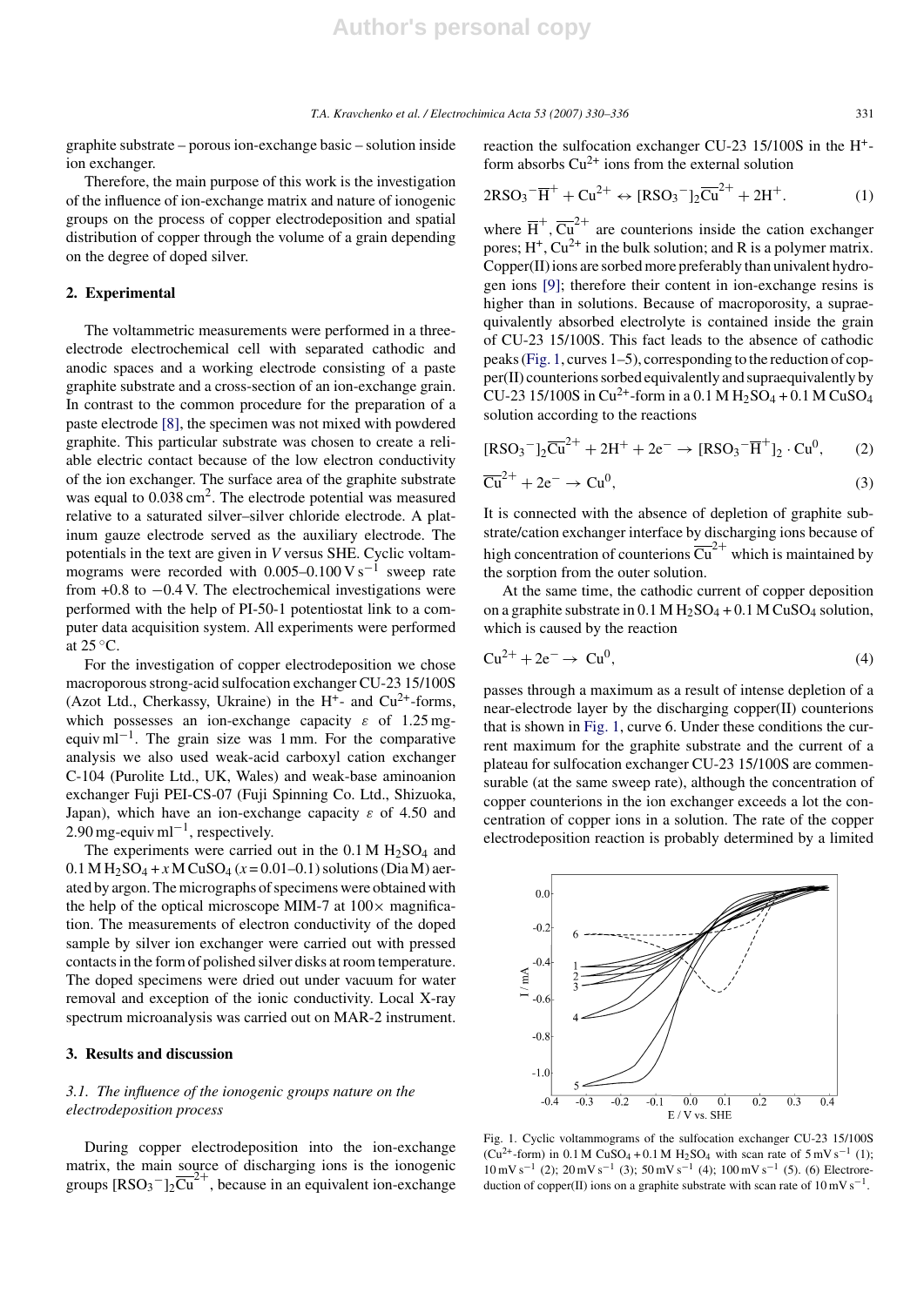graphite substrate – porous ion-exchange basic – solution inside ion exchanger.

Therefore, the main purpose of this work is the investigation of the influence of ion-exchange matrix and nature of ionogenic groups on the process of copper electrodeposition and spatial distribution of copper through the volume of a grain depending on the degree of doped silver.

## 2. Experimental

The voltammetric measurements were performed in a three-electrode electrochemical cell with separated cathodic and anodic spaces and a working electrode consisting of a paste graphite substrate and a cross-section of an ion-exchange grain. In contrast to the common procedure for the preparation of a paste electrode [8], the specimen was not mixed with powdered graphite. This particular substrate was chosen to create a reliable electric contact because of the low electron conductivity of the ion exchanger. The surface area of the graphite substrate was equal to $0.038\,\mathrm{cm}^2$. The electrode potential was measured relative to a saturated silver–silver chloride electrode. A platinum gauze electrode served as the auxiliary electrode. The potentials in the text are given in $V$ versus SHE. Cyclic voltammograms were recorded with $0.005$–$0.100\,\mathrm{V\,s^{-1}}$ sweep rate from +0.8 to −0.4 V. The electrochemical investigations were performed with the help of PI-50-1 potentiostat link to a computer data acquisition system. All experiments were performed at 25 °C.

For the investigation of copper electrodeposition we chose macroporous strong-acid sulfocation exchanger CU-23 15/100S (Azot Ltd., Cherkassy, Ukraine) in the $H^+$- and $Cu^{2+}$-forms, which possesses an ion-exchange capacity $\varepsilon$ of $1.25\,\mathrm{mg\text{-}equiv\,ml^{-1}}$. The grain size was 1 mm. For the comparative analysis we also used weak-acid carboxyl cation exchanger C-104 (Purolite Ltd., UK, Wales) and weak-base aminoanion exchanger Fuji PEI-CS-07 (Fuji Spinning Co. Ltd., Shizuoka, Japan), which have an ion-exchange capacity $\varepsilon$ of 4.50 and $2.90\,\mathrm{mg\text{-}equiv\,ml^{-1}}$, respectively.

The experiments were carried out in the 0.1 M $H_2SO_4$ and 0.1 M $H_2SO_4$ + $x$ M $CuSO_4$ ($x$ = 0.01–0.1) solutions (Dia M) aerated by argon. The micrographs of specimens were obtained with the help of the optical microscope MIM-7 at 100× magnification. The measurements of electron conductivity of the doped sample by silver ion exchanger were carried out with pressed contacts in the form of polished silver disks at room temperature. The doped specimens were dried out under vacuum for water removal and exception of the ionic conductivity. Local X-ray spectrum microanalysis was carried out on MAR-2 instrument.

## 3. Results and discussion

### *3.1. The influence of the ionogenic groups nature on the electrodeposition process*

During copper electrodeposition into the ion-exchange matrix, the main source of discharging ions is the ionogenic groups $[RSO_3^-]_2\overline{Cu}^{2+}$, because in an equivalent ion-exchange reaction the sulfocation exchanger CU-23 15/100S in the $H^+$-form absorbs $Cu^{2+}$ ions from the external solution

$$2RSO_3^-\overline{H}^+ + Cu^{2+} \leftrightarrow [RSO_3^-]_2\overline{Cu}^{2+} + 2H^+. \tag{1}$$

where $\overline{H}^+$, $\overline{Cu}^{2+}$ are counterions inside the cation exchanger pores; $H^+$, $Cu^{2+}$ in the bulk solution; and R is a polymer matrix. Copper(II) ions are sorbed more preferably than univalent hydrogen ions [9]; therefore their content in ion-exchange resins is higher than in solutions. Because of macroporosity, a supraequivalently absorbed electrolyte is contained inside the grain of CU-23 15/100S. This fact leads to the absence of cathodic peaks (Fig. 1, curves 1–5), corresponding to the reduction of copper(II) counterions sorbed equivalently and supraequivalently by CU-23 15/100S in $Cu^{2+}$-form in a 0.1 M $H_2SO_4$ + 0.1 M $CuSO_4$ solution according to the reactions

$$[RSO_3^-]_2\overline{Cu}^{2+} + 2H^+ + 2e^- \rightarrow [RSO_3^-\overline{H}^+]_2 \cdot Cu^0, \tag{2}$$

$$\overline{Cu}^{2+} + 2e^- \rightarrow Cu^0, \tag{3}$$

It is connected with the absence of depletion of graphite substrate/cation exchanger interface by discharging ions because of high concentration of counterions $\overline{Cu}^{2+}$ which is maintained by the sorption from the outer solution.

At the same time, the cathodic current of copper deposition on a graphite substrate in 0.1 M $H_2SO_4$ + 0.1 M $CuSO_4$ solution, which is caused by the reaction

$$Cu^{2+} + 2e^- \rightarrow Cu^0, \tag{4}$$

passes through a maximum as a result of intense depletion of a near-electrode layer by the discharging copper(II) counterions that is shown in Fig. 1, curve 6. Under these conditions the current maximum for the graphite substrate and the current of a plateau for sulfocation exchanger CU-23 15/100S are commensurable (at the same sweep rate), although the concentration of copper counterions in the ion exchanger exceeds a lot the concentration of copper ions in a solution. The rate of the copper electrodeposition reaction is probably determined by a limited

Fig. 1. Cyclic voltammograms of the sulfocation exchanger CU-23 15/100S ($Cu^{2+}$-form) in 0.1 M $CuSO_4$ + 0.1 M $H_2SO_4$ with scan rate of $5\,\mathrm{mV\,s^{-1}}$ (1); $10\,\mathrm{mV\,s^{-1}}$ (2); $20\,\mathrm{mV\,s^{-1}}$ (3); $50\,\mathrm{mV\,s^{-1}}$ (4); $100\,\mathrm{mV\,s^{-1}}$ (5). (6) Electroreduction of copper(II) ions on a graphite substrate with scan rate of $10\,\mathrm{mV\,s^{-1}}$.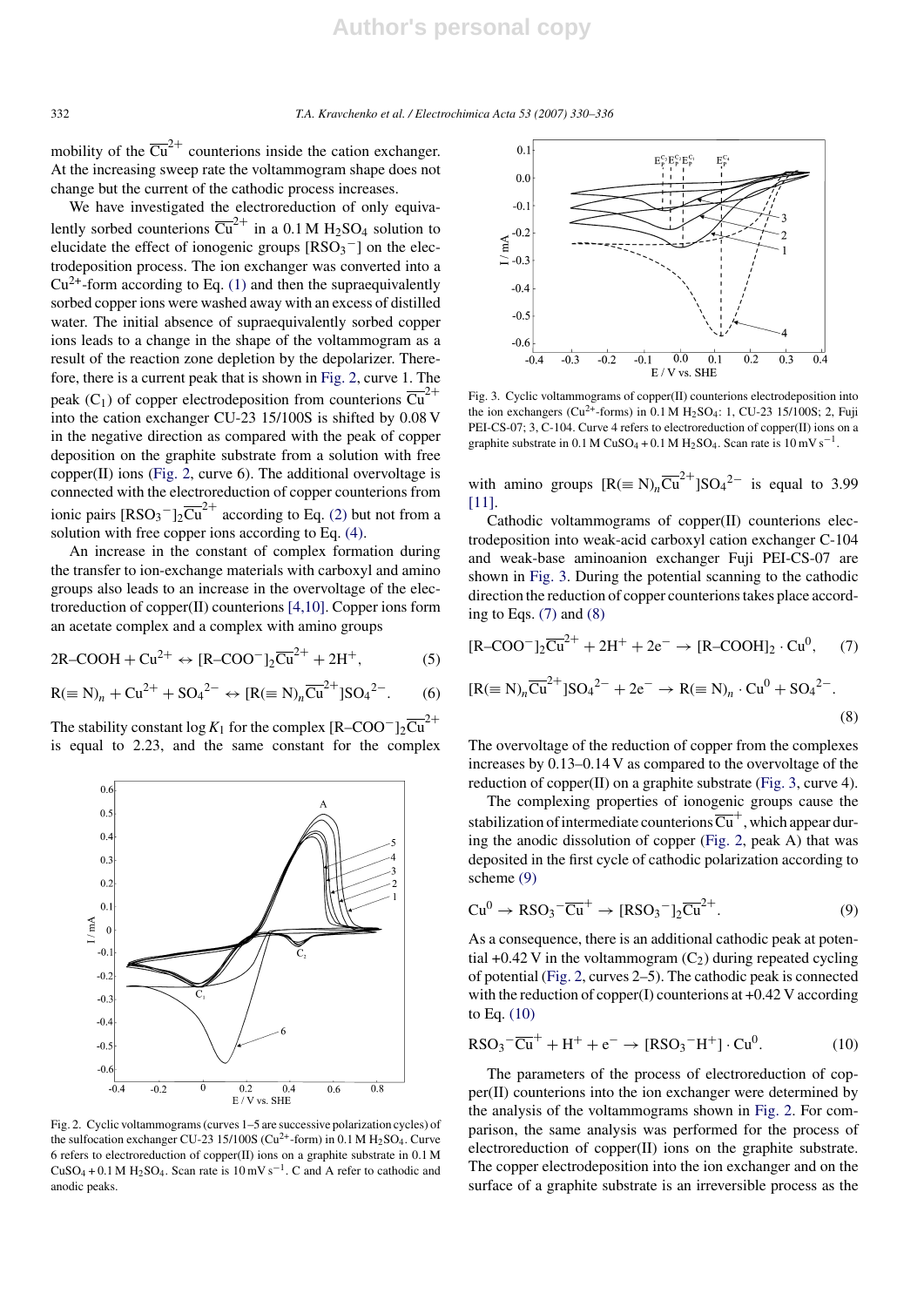mobility of the $\overline{Cu}^{2+}$ counterions inside the cation exchanger. At the increasing sweep rate the voltammogram shape does not change but the current of the cathodic process increases.

We have investigated the electroreduction of only equivalently sorbed counterions $\overline{Cu}^{2+}$ in a 0.1 M $H_2SO_4$ solution to elucidate the effect of ionogenic groups $[RSO_3^-]$ on the electrodeposition process. The ion exchanger was converted into a $Cu^{2+}$-form according to Eq. (1) and then the supraequivalently sorbed copper ions were washed away with an excess of distilled water. The initial absence of supraequivalently sorbed copper ions leads to a change in the shape of the voltammogram as a result of the reaction zone depletion by the depolarizer. Therefore, there is a current peak that is shown in Fig. 2, curve 1. The peak ($C_1$) of copper electrodeposition from counterions $\overline{Cu}^{2+}$ into the cation exchanger CU-23 15/100S is shifted by 0.08 V in the negative direction as compared with the peak of copper deposition on the graphite substrate from a solution with free copper(II) ions (Fig. 2, curve 6). The additional overvoltage is connected with the electroreduction of copper counterions from ionic pairs $[RSO_3^-]_2\overline{Cu}^{2+}$ according to Eq. (2) but not from a solution with free copper ions according to Eq. (4).

An increase in the constant of complex formation during the transfer to ion-exchange materials with carboxyl and amino groups also leads to an increase in the overvoltage of the electroreduction of copper(II) counterions [4,10]. Copper ions form an acetate complex and a complex with amino groups

$$2R\text{–}COOH + Cu^{2+} \leftrightarrow [R\text{–}COO^-]_2\overline{Cu}^{2+} + 2H^+, \quad (5)$$

$$R(\equiv N)_n + Cu^{2+} + SO_4^{2-} \leftrightarrow [R(\equiv N)_n\overline{Cu}^{2+}]SO_4^{2-}. \quad (6)$$

The stability constant $\log K_1$ for the complex $[R\text{–}COO^-]_2\overline{Cu}^{2+}$ is equal to 2.23, and the same constant for the complex with amino groups $[R(\equiv N)_n\overline{Cu}^{2+}]SO_4^{2-}$ is equal to 3.99 [11].

Fig. 2. Cyclic voltammograms (curves 1–5 are successive polarization cycles) of the sulfocation exchanger CU-23 15/100S ($Cu^{2+}$-form) in 0.1 M $H_2SO_4$. Curve 6 refers to electroreduction of copper(II) ions on a graphite substrate in 0.1 M $CuSO_4$ + 0.1 M $H_2SO_4$. Scan rate is 10 mV $s^{-1}$. C and A refer to cathodic and anodic peaks.

Fig. 3. Cyclic voltammograms of copper(II) counterions electrodeposition into the ion exchangers ($Cu^{2+}$-forms) in 0.1 M $H_2SO_4$: 1, CU-23 15/100S; 2, Fuji PEI-CS-07; 3, C-104. Curve 4 refers to electroreduction of copper(II) ions on a graphite substrate in 0.1 M $CuSO_4$ + 0.1 M $H_2SO_4$. Scan rate is 10 mV $s^{-1}$.

Cathodic voltammograms of copper(II) counterions electrodeposition into weak-acid carboxyl cation exchanger C-104 and weak-base aminoanion exchanger Fuji PEI-CS-07 are shown in Fig. 3. During the potential scanning to the cathodic direction the reduction of copper counterions takes place according to Eqs. (7) and (8)

$$[R\text{–}COO^-]_2\overline{Cu}^{2+} + 2H^+ + 2e^- \rightarrow [R\text{–}COOH]_2 \cdot Cu^0, \quad (7)$$

$$[R(\equiv N)_n\overline{Cu}^{2+}]SO_4^{2-} + 2e^- \rightarrow R(\equiv N)_n \cdot Cu^0 + SO_4^{2-}. \quad (8)$$

The overvoltage of the reduction of copper from the complexes increases by 0.13–0.14 V as compared to the overvoltage of the reduction of copper(II) on a graphite substrate (Fig. 3, curve 4).

The complexing properties of ionogenic groups cause the stabilization of intermediate counterions $\overline{Cu}^{+}$, which appear during the anodic dissolution of copper (Fig. 2, peak A) that was deposited in the first cycle of cathodic polarization according to scheme (9)

$$Cu^0 \rightarrow RSO_3^-\overline{Cu}^{+} \rightarrow [RSO_3^-]_2\overline{Cu}^{2+}. \quad (9)$$

As a consequence, there is an additional cathodic peak at potential +0.42 V in the voltammogram ($C_2$) during repeated cycling of potential (Fig. 2, curves 2–5). The cathodic peak is connected with the reduction of copper(I) counterions at +0.42 V according to Eq. (10)

$$RSO_3^-\overline{Cu}^{+} + H^+ + e^- \rightarrow [RSO_3^-H^+] \cdot Cu^0. \quad (10)$$

The parameters of the process of electroreduction of copper(II) counterions into the ion exchanger were determined by the analysis of the voltammograms shown in Fig. 2. For comparison, the same analysis was performed for the process of electroreduction of copper(II) ions on the graphite substrate. The copper electrodeposition into the ion exchanger and on the surface of a graphite substrate is an irreversible process as the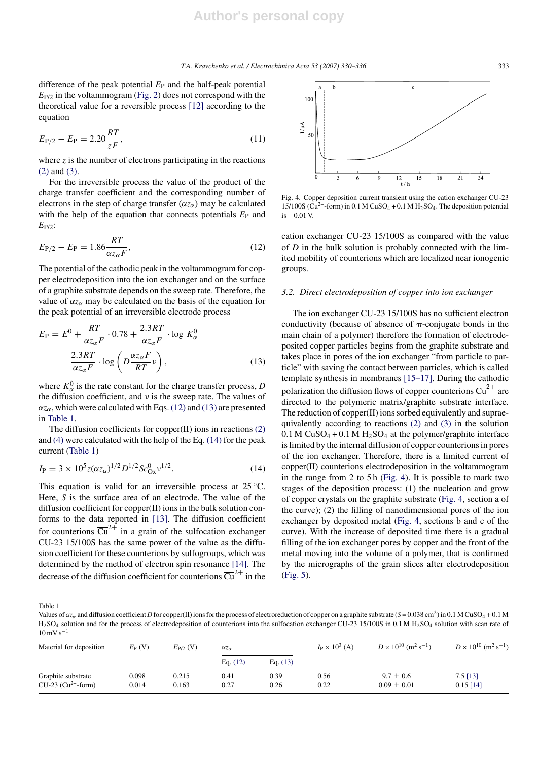difference of the peak potential $E_P$ and the half-peak potential $E_{P/2}$ in the voltammogram (Fig. 2) does not correspond with the theoretical value for a reversible process [12] according to the equation

$$E_{P/2} - E_P = 2.20\frac{RT}{zF}, \quad (11)$$

where $z$ is the number of electrons participating in the reactions (2) and (3).

For the irreversible process the value of the product of the charge transfer coefficient and the corresponding number of electrons in the step of charge transfer ($\alpha z_\alpha$) may be calculated with the help of the equation that connects potentials $E_P$ and $E_{P/2}$:

$$E_{P/2} - E_P = 1.86\frac{RT}{\alpha z_\alpha F}, \quad (12)$$

The potential of the cathodic peak in the voltammogram for copper electrodeposition into the ion exchanger and on the surface of a graphite substrate depends on the sweep rate. Therefore, the value of $\alpha z_\alpha$ may be calculated on the basis of the equation for the peak potential of an irreversible electrode process

$$E_P = E^0 + \frac{RT}{\alpha z_\alpha F}\cdot 0.78 + \frac{2.3RT}{\alpha z_\alpha F}\cdot \log\, K_\alpha^0 - \frac{2.3RT}{\alpha z_\alpha F}\cdot \log\left(D\frac{\alpha z_\alpha F}{RT}\nu\right), \quad (13)$$

where $K_\alpha^0$ is the rate constant for the charge transfer process, $D$ the diffusion coefficient, and $\nu$ is the sweep rate. The values of $\alpha z_\alpha$, which were calculated with Eqs. (12) and (13) are presented in Table 1.

The diffusion coefficients for copper(II) ions in reactions (2) and (4) were calculated with the help of the Eq. (14) for the peak current (Table 1)

$$I_P = 3\times 10^5 z(\alpha z_\alpha)^{1/2} D^{1/2} S c_{Ox}^0 \nu^{1/2}. \quad (14)$$

This equation is valid for an irreversible process at 25 °C. Here, $S$ is the surface area of an electrode. The value of the diffusion coefficient for copper(II) ions in the bulk solution conforms to the data reported in [13]. The diffusion coefficient for counterions $\overline{Cu}^{2+}$ in a grain of the sulfocation exchanger CU-23 15/100S has the same power of the value as the diffusion coefficient for these counterions by sulfogroups, which was determined by the method of electron spin resonance [14]. The decrease of the diffusion coefficient for counterions $\overline{Cu}^{2+}$ in the cation exchanger CU-23 15/100S as compared with the value of $D$ in the bulk solution is probably connected with the limited mobility of counterions which are localized near ionogenic groups.

Fig. 4. Copper deposition current transient using the cation exchanger CU-23 15/100S ($Cu^{2+}$-form) in 0.1 M $CuSO_4$ + 0.1 M $H_2SO_4$. The deposition potential is −0.01 V.

### 3.2. Direct electrodeposition of copper into ion exchanger

The ion exchanger CU-23 15/100S has no sufficient electron conductivity (because of absence of π-conjugate bonds in the main chain of a polymer) therefore the formation of electrodeposited copper particles begins from the graphite substrate and takes place in pores of the ion exchanger "from particle to particle" with saving the contact between particles, which is called template synthesis in membranes [15–17]. During the cathodic polarization the diffusion flows of copper counterions $\overline{Cu}^{2+}$ are directed to the polymeric matrix/graphite substrate interface. The reduction of copper(II) ions sorbed equivalently and supraequivalently according to reactions (2) and (3) in the solution 0.1 M $CuSO_4$ + 0.1 M $H_2SO_4$ at the polymer/graphite interface is limited by the internal diffusion of copper counterions in pores of the ion exchanger. Therefore, there is a limited current of copper(II) counterions electrodeposition in the voltammogram in the range from 2 to 5 h (Fig. 4). It is possible to mark two stages of the deposition process: (1) the nucleation and grow of copper crystals on the graphite substrate (Fig. 4, section a of the curve); (2) the filling of nanodimensional pores of the ion exchanger by deposited metal (Fig. 4, sections b and c of the curve). With the increase of deposited time there is a gradual filling of the ion exchanger pores by copper and the front of the metal moving into the volume of a polymer, that is confirmed by the micrographs of the grain slices after electrodeposition (Fig. 5).

Table 1
Values of $\alpha z_\alpha$ and diffusion coefficient $D$ for copper(II) ions for the process of electroreduction of copper on a graphite substrate ($S$ = 0.038 cm$^2$) in 0.1 M $CuSO_4$ + 0.1 M $H_2SO_4$ solution and for the process of electrodeposition of counterions into the sulfocation exchanger CU-23 15/100S in 0.1 M $H_2SO_4$ solution with scan rate of 10 mV s$^{-1}$

| Material for deposition | $E_P$ (V) | $E_{P/2}$ (V) | $\alpha z_\alpha$ | | $I_P \times 10^3$ (A) | $D \times 10^{10}$ (m$^2$ s$^{-1}$) | $D \times 10^{10}$ (m$^2$ s$^{-1}$) |
|---|---|---|---|---|---|---|---|
| | | | Eq. (12) | Eq. (13) | | | |
| Graphite substrate | 0.098 | 0.215 | 0.41 | 0.39 | 0.56 | 9.7 ± 0.6 | 7.5 [13] |
| CU-23 ($Cu^{2+}$-form) | 0.014 | 0.163 | 0.27 | 0.26 | 0.22 | 0.09 ± 0.01 | 0.15 [14] |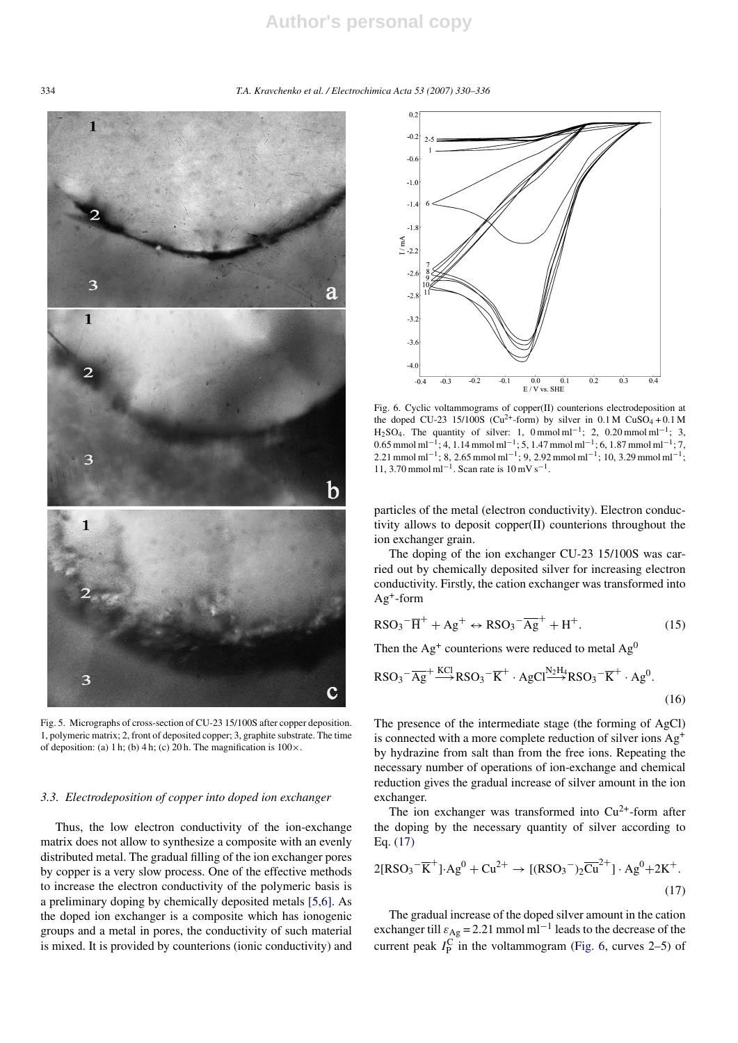Fig. 5. Micrographs of cross-section of CU-23 15/100S after copper deposition. 1, polymeric matrix; 2, front of deposited copper; 3, graphite substrate. The time of deposition: (a) 1 h; (b) 4 h; (c) 20 h. The magnification is 100×.

### 3.3. Electrodeposition of copper into doped ion exchanger

Thus, the low electron conductivity of the ion-exchange matrix does not allow to synthesize a composite with an evenly distributed metal. The gradual filling of the ion exchanger pores by copper is a very slow process. One of the effective methods to increase the electron conductivity of the polymeric basis is a preliminary doping by chemically deposited metals [5,6]. As the doped ion exchanger is a composite which has ionogenic groups and a metal in pores, the conductivity of such material is mixed. It is provided by counterions (ionic conductivity) and particles of the metal (electron conductivity). Electron conductivity allows to deposit copper(II) counterions throughout the ion exchanger grain.

Fig. 6. Cyclic voltammograms of copper(II) counterions electrodeposition at the doped CU-23 15/100S ($Cu^{2+}$-form) by silver in 0.1 M $CuSO_4$ + 0.1 M $H_2SO_4$. The quantity of silver: 1, 0 mmol $ml^{-1}$; 2, 0.20 mmol $ml^{-1}$; 3, 0.65 mmol $ml^{-1}$; 4, 1.14 mmol $ml^{-1}$; 5, 1.47 mmol $ml^{-1}$; 6, 1.87 mmol $ml^{-1}$; 7, 2.21 mmol $ml^{-1}$; 8, 2.65 mmol $ml^{-1}$; 9, 2.92 mmol $ml^{-1}$; 10, 3.29 mmol $ml^{-1}$; 11, 3.70 mmol $ml^{-1}$. Scan rate is 10 mV $s^{-1}$.

The doping of the ion exchanger CU-23 15/100S was carried out by chemically deposited silver for increasing electron conductivity. Firstly, the cation exchanger was transformed into $Ag^+$-form

$$RSO_3{}^-\overline{H}^+ + Ag^+ \leftrightarrow RSO_3{}^-\overline{Ag}^+ + H^+. \tag{15}$$

Then the $Ag^+$ counterions were reduced to metal $Ag^0$

$$RSO_3{}^-\overline{Ag}^+ \xrightarrow{KCl} RSO_3{}^-\overline{K}^+ \cdot AgCl \xrightarrow{N_2H_4} RSO_3{}^-\overline{K}^+ \cdot Ag^0. \tag{16}$$

The presence of the intermediate stage (the forming of AgCl) is connected with a more complete reduction of silver ions $Ag^+$ by hydrazine from salt than from the free ions. Repeating the necessary number of operations of ion-exchange and chemical reduction gives the gradual increase of silver amount in the ion exchanger.

The ion exchanger was transformed into $Cu^{2+}$-form after the doping by the necessary quantity of silver according to Eq. (17)

$$2[RSO_3{}^-\overline{K}^+]\cdot Ag^0 + Cu^{2+} \rightarrow [(RSO_3{}^-)_2\overline{Cu}^{2+}]\cdot Ag^0 + 2K^+. \tag{17}$$

The gradual increase of the doped silver amount in the cation exchanger till $\varepsilon_{Ag}$ = 2.21 mmol $ml^{-1}$ leads to the decrease of the current peak $I_P^C$ in the voltammogram (Fig. 6, curves 2–5) of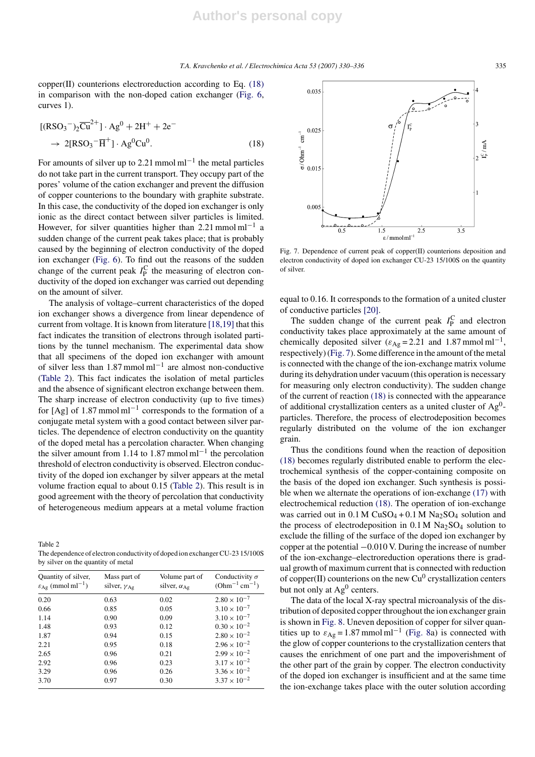copper(II) counterions electroreduction according to Eq. (18) in comparison with the non-doped cation exchanger (Fig. 6, curves 1).

$$[(RSO_3^-)_2\overline{Cu}^{2+}] \cdot Ag^0 + 2H^+ + 2e^- \rightarrow 2[RSO_3^-\overline{H}^+] \cdot Ag^0Cu^0. \quad (18)$$

For amounts of silver up to 2.21 mmol ml$^{-1}$ the metal particles do not take part in the current transport. They occupy part of the pores' volume of the cation exchanger and prevent the diffusion of copper counterions to the boundary with graphite substrate. In this case, the conductivity of the doped ion exchanger is only ionic as the direct contact between silver particles is limited. However, for silver quantities higher than 2.21 mmol ml$^{-1}$ a sudden change of the current peak takes place; that is probably caused by the beginning of electron conductivity of the doped ion exchanger (Fig. 6). To find out the reasons of the sudden change of the current peak $I_P^C$ the measuring of electron conductivity of the doped ion exchanger was carried out depending on the amount of silver.

The analysis of voltage–current characteristics of the doped ion exchanger shows a divergence from linear dependence of current from voltage. It is known from literature [18,19] that this fact indicates the transition of electrons through isolated partitions by the tunnel mechanism. The experimental data show that all specimens of the doped ion exchanger with amount of silver less than 1.87 mmol ml$^{-1}$ are almost non-conductive (Table 2). This fact indicates the isolation of metal particles and the absence of significant electron exchange between them. The sharp increase of electron conductivity (up to five times) for [Ag] of 1.87 mmol ml$^{-1}$ corresponds to the formation of a conjugate metal system with a good contact between silver particles. The dependence of electron conductivity on the quantity of the doped metal has a percolation character. When changing the silver amount from 1.14 to 1.87 mmol ml$^{-1}$ the percolation threshold of electron conductivity is observed. Electron conductivity of the doped ion exchanger by silver appears at the metal volume fraction equal to about 0.15 (Table 2). This result is in good agreement with the theory of percolation that conductivity of heterogeneous medium appears at a metal volume fraction equal to 0.16. It corresponds to the formation of a united cluster of conductive particles [20].

Table 2
The dependence of electron conductivity of doped ion exchanger CU-23 15/100S by silver on the quantity of metal

| Quantity of silver, $\varepsilon_{Ag}$ (mmol ml$^{-1}$) | Mass part of silver, $\gamma_{Ag}$ | Volume part of silver, $\alpha_{Ag}$ | Conductivity $\sigma$ (Ohm$^{-1}$ cm$^{-1}$) |
|---|---|---|---|
| 0.20 | 0.63 | 0.02 | $2.80 \times 10^{-7}$ |
| 0.66 | 0.85 | 0.05 | $3.10 \times 10^{-7}$ |
| 1.14 | 0.90 | 0.09 | $3.10 \times 10^{-7}$ |
| 1.48 | 0.93 | 0.12 | $0.30 \times 10^{-2}$ |
| 1.87 | 0.94 | 0.15 | $2.80 \times 10^{-2}$ |
| 2.21 | 0.95 | 0.18 | $2.96 \times 10^{-2}$ |
| 2.65 | 0.96 | 0.21 | $2.99 \times 10^{-2}$ |
| 2.92 | 0.96 | 0.23 | $3.17 \times 10^{-2}$ |
| 3.29 | 0.96 | 0.26 | $3.36 \times 10^{-2}$ |
| 3.70 | 0.97 | 0.30 | $3.37 \times 10^{-2}$ |

Fig. 7. Dependence of current peak of copper(II) counterions deposition and electron conductivity of doped ion exchanger CU-23 15/100S on the quantity of silver.

The sudden change of the current peak $I_P^C$ and electron conductivity takes place approximately at the same amount of chemically deposited silver ($\varepsilon_{Ag}$ = 2.21 and 1.87 mmol ml$^{-1}$, respectively) (Fig. 7). Some difference in the amount of the metal is connected with the change of the ion-exchange matrix volume during its dehydration under vacuum (this operation is necessary for measuring only electron conductivity). The sudden change of the current of reaction (18) is connected with the appearance of additional crystallization centers as a united cluster of $Ag^0$-particles. Therefore, the process of electrodeposition becomes regularly distributed on the volume of the ion exchanger grain.

Thus the conditions found when the reaction of deposition (18) becomes regularly distributed enable to perform the electrochemical synthesis of the copper-containing composite on the basis of the doped ion exchanger. Such synthesis is possible when we alternate the operations of ion-exchange (17) with electrochemical reduction (18). The operation of ion-exchange was carried out in 0.1 M $CuSO_4$ + 0.1 M $Na_2SO_4$ solution and the process of electrodeposition in 0.1 M $Na_2SO_4$ solution to exclude the filling of the surface of the doped ion exchanger by copper at the potential −0.010 V. During the increase of number of the ion-exchange–electroreduction operations there is gradual growth of maximum current that is connected with reduction of copper(II) counterions on the new $Cu^0$ crystallization centers but not only at $Ag^0$ centers.

The data of the local X-ray spectral microanalysis of the distribution of deposited copper throughout the ion exchanger grain is shown in Fig. 8. Uneven deposition of copper for silver quantities up to $\varepsilon_{Ag}$ = 1.87 mmol ml$^{-1}$ (Fig. 8a) is connected with the glow of copper counterions to the crystallization centers that causes the enrichment of one part and the impoverishment of the other part of the grain by copper. The electron conductivity of the doped ion exchanger is insufficient and at the same time the ion-exchange takes place with the outer solution according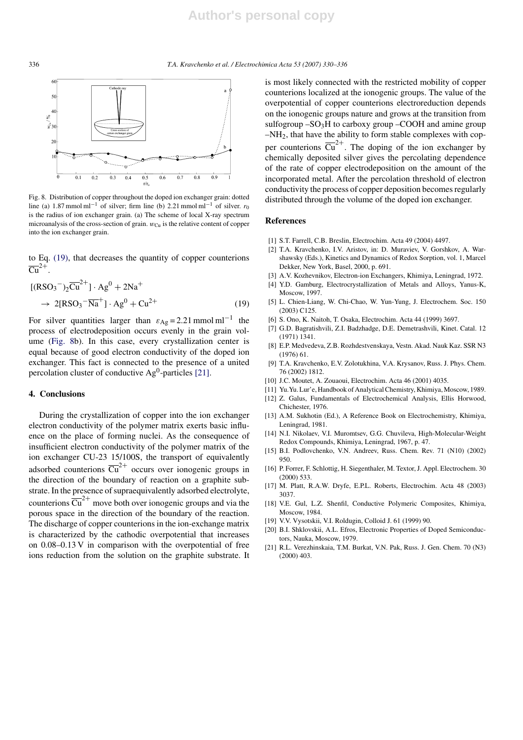Cathode ray

Cross-sections of cation exchanger grain

$w_{Cu}$ / %

60

50

40

30

20

10

0

0.1 0.2 0.3 0.4 0.5 0.6 0.7 0.8 0.9 1

$r/r_0$

a

b

Fig. 8. Distribution of copper throughout the doped ion exchanger grain: dotted line (a) 1.87 mmol ml$^{-1}$ of silver; firm line (b) 2.21 mmol ml$^{-1}$ of silver. $r_0$ is the radius of ion exchanger grain. (a) The scheme of local X-ray spectrum microanalysis of the cross-section of grain. $w_{Cu}$ is the relative content of copper into the ion exchanger grain.

to Eq. (19), that decreases the quantity of copper counterions $\overline{Cu}^{2+}$.

$$[(RSO_3{}^-)_2\overline{Cu}^{2+}]\cdot Ag^0 + 2Na^+ \rightarrow 2[RSO_3{}^-\overline{Na}^+]\cdot Ag^0 + Cu^{2+} \quad (19)$$

For silver quantities larger than $\varepsilon_{Ag} = 2.21$ mmol ml$^{-1}$ the process of electrodeposition occurs evenly in the grain volume (Fig. 8b). In this case, every crystallization center is equal because of good electron conductivity of the doped ion exchanger. This fact is connected to the presence of a united percolation cluster of conductive $Ag^0$-particles [21].

## 4. Conclusions

During the crystallization of copper into the ion exchanger electron conductivity of the polymer matrix exerts basic influence on the place of forming nuclei. As the consequence of insufficient electron conductivity of the polymer matrix of the ion exchanger CU-23 15/100S, the transport of equivalently adsorbed counterions $\overline{Cu}^{2+}$ occurs over ionogenic groups in the direction of the boundary of reaction on a graphite substrate. In the presence of supraequivalently adsorbed electrolyte, counterions $\overline{Cu}^{2+}$ move both over ionogenic groups and via the porous space in the direction of the boundary of the reaction. The discharge of copper counterions in the ion-exchange matrix is characterized by the cathodic overpotential that increases on 0.08–0.13 V in comparison with the overpotential of free ions reduction from the solution on the graphite substrate. It is most likely connected with the restricted mobility of copper counterions localized at the ionogenic groups. The value of the overpotential of copper counterions electroreduction depends on the ionogenic groups nature and grows at the transition from sulfogroup $-SO_3H$ to carboxy group –COOH and amine group $-NH_2$, that have the ability to form stable complexes with copper counterions $\overline{Cu}^{2+}$. The doping of the ion exchanger by chemically deposited silver gives the percolating dependence of the rate of copper electrodeposition on the amount of the incorporated metal. After the percolation threshold of electron conductivity the process of copper deposition becomes regularly distributed through the volume of the doped ion exchanger.

## References

[1] S.T. Farrell, C.B. Breslin, Electrochim. Acta 49 (2004) 4497.

[2] T.A. Kravchenko, I.V. Aristov, in: D. Muraviev, V. Gorshkov, A. Warshawsky (Eds.), Kinetics and Dynamics of Redox Sorption, vol. 1, Marcel Dekker, New York, Basel, 2000, p. 691.

[3] A.V. Kozhevnikov, Electron-ion Exchangers, Khimiya, Leningrad, 1972.

[4] Y.D. Gamburg, Electrocrystallization of Metals and Alloys, Yanus-K, Moscow, 1997.

[5] L. Chien-Liang, W. Chi-Chao, W. Yun-Yung, J. Electrochem. Soc. 150 (2003) C125.

[6] S. Ono, K. Naitoh, T. Osaka, Electrochim. Acta 44 (1999) 3697.

[7] G.D. Bagratishvili, Z.I. Badzhadge, D.E. Demetrashvili, Kinet. Catal. 12 (1971) 1341.

[8] E.P. Medvedeva, Z.B. Rozhdestvenskaya, Vestn. Akad. Nauk Kaz. SSR N3 (1976) 61.

[9] T.A. Kravchenko, E.V. Zolotukhina, V.A. Krysanov, Russ. J. Phys. Chem. 76 (2002) 1812.

[10] J.C. Moutet, A. Zouaoui, Electrochim. Acta 46 (2001) 4035.

[11] Yu.Yu. Lur'e, Handbook of Analytical Chemistry, Khimiya, Moscow, 1989.

[12] Z. Galus, Fundamentals of Electrochemical Analysis, Ellis Horwood, Chichester, 1976.

[13] A.M. Sukhotin (Ed.), A Reference Book on Electrochemistry, Khimiya, Leningrad, 1981.

[14] N.I. Nikolaev, V.I. Muromtsev, G.G. Chuvileva, High-Molecular-Weight Redox Compounds, Khimiya, Leningrad, 1967, p. 47.

[15] B.I. Podlovchenko, V.N. Andreev, Russ. Chem. Rev. 71 (N10) (2002) 950.

[16] P. Forrer, F. Schlottig, H. Siegenthaler, M. Textor, J. Appl. Electrochem. 30 (2000) 533.

[17] M. Platt, R.A.W. Dryfe, E.P.L. Roberts, Electrochim. Acta 48 (2003) 3037.

[18] V.E. Gul, L.Z. Shenfil, Conductive Polymeric Composites, Khimiya, Moscow, 1984.

[19] V.V. Vysotskii, V.I. Roldugin, Colloid J. 61 (1999) 90.

[20] B.I. Shklovskii, A.L. Efros, Electronic Properties of Doped Semiconductors, Nauka, Moscow, 1979.

[21] R.L. Verezhinskaia, T.M. Burkat, V.N. Pak, Russ. J. Gen. Chem. 70 (N3) (2000) 403.